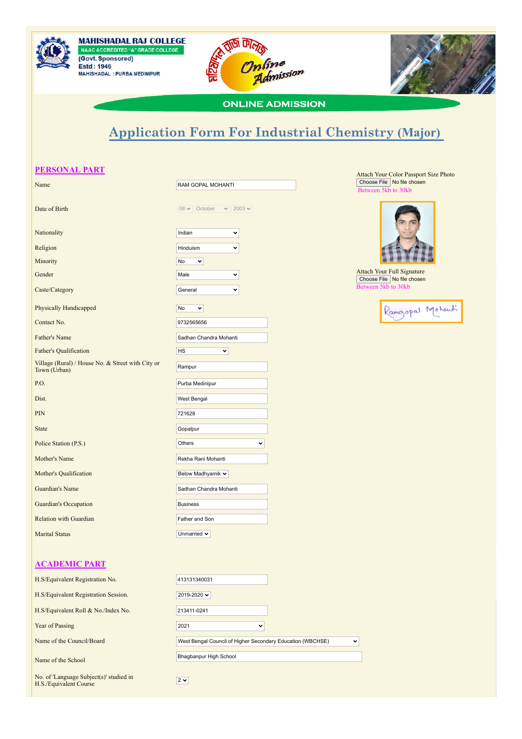MAHISHADAL RAJ COLLEGE
NAAC ACCREDITED "A" GRADE COLLEGE
(Govt. Sponsored)
Estd : 1946
MAHISHADAL : PURBA MEDINIPUR

Online Admission

ONLINE ADMISSION

# Application Form For Industrial Chemistry (Major)

## PERSONAL PART

Attach Your Color Passport Size Photo
Choose File No file chosen
Between 5kb to 30kb

Attach Your Full Signature
Choose File No file chosen
Between 5kb to 30kb

| Field | Value |
|---|---|
| Name | RAM GOPAL MOHANTI |
| Date of Birth | 08 October 2003 |
| Nationality | Indian |
| Religion | Hinduism |
| Minority | No |
| Gender | Male |
| Caste/Category | General |
| Physically Handicapped | No |
| Contact No. | 9732565656 |
| Father's Name | Sadhan Chandra Mohanti |
| Father's Qualification | HS |
| Village (Rural) / House No. & Street with City or Town (Urban) | Rampur |
| P.O. | Purba Medinipur |
| Dist. | West Bengal |
| PIN | 721628 |
| State | Gopalpur |
| Police Station (P.S.) | Others |
| Mother's Name | Rekha Rani Mohanti |
| Mother's Qualification | Below Madhyamik |
| Guardian's Name | Sadhan Chandra Mohanti |
| Guardian's Occupation | Business |
| Relation with Guardian | Father and Son |
| Marital Status | Unmarried |

## ACADEMIC PART

| Field | Value |
|---|---|
| H.S/Equivalent Registration No. | 413131340031 |
| H.S/Equivalent Registration Session. | 2019-2020 |
| H.S/Equivalent Roll & No./Index No. | 213411-0241 |
| Year of Passing | 2021 |
| Name of the Council/Board | West Bengal Council of Higher Secondary Education (WBCHSE) |
| Name of the School | Bhagbanpur High School |
| No. of 'Language Subject(s)' studied in H.S./Equivalent Course | 2 |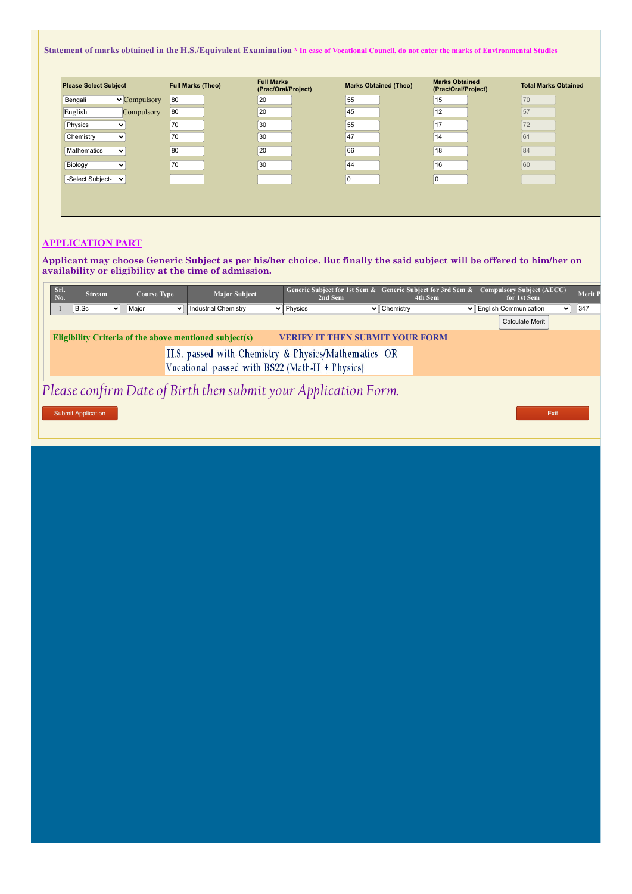**Statement of marks obtained in the H.S./Equivalent Examination** * In case of Vocational Council, do not enter the marks of Environmental Studies

| Please Select Subject | | Full Marks (Theo) | Full Marks (Prac/Oral/Project) | Marks Obtained (Theo) | Marks Obtained (Prac/Oral/Project) | Total Marks Obtained |
|---|---|---|---|---|---|---|
| Bengali | Compulsory | 80 | 20 | 55 | 15 | 70 |
| English | Compulsory | 80 | 20 | 45 | 12 | 57 |
| Physics | | 70 | 30 | 55 | 17 | 72 |
| Chemistry | | 70 | 30 | 47 | 14 | 61 |
| Mathematics | | 80 | 20 | 66 | 18 | 84 |
| Biology | | 70 | 30 | 44 | 16 | 60 |
| -Select Subject- | | | | 0 | 0 | |

## APPLICATION PART

**Applicant may choose Generic Subject as per his/her choice. But finally the said subject will be offered to him/her on availability or eligibility at the time of admission.**

| Srl. No. | Stream | Course Type | Major Subject | Generic Subject for 1st Sem & 2nd Sem | Generic Subject for 3rd Sem & 4th Sem | Compulsory Subject (AECC) for 1st Sem | Merit P |
|---|---|---|---|---|---|---|---|
| 1 | B.Sc | Major | Industrial Chemistry | Physics | Chemistry | English Communication | 347 |

Calculate Merit

**Eligibility Criteria of the above mentioned subject(s)** **VERIFY IT THEN SUBMIT YOUR FORM**

H.S. passed with Chemistry & Physics/Mathematics OR
Vocational passed with BS22 (Math-II + Physics)

*Please confirm Date of Birth then submit your Application Form.*

Submit Application

Exit